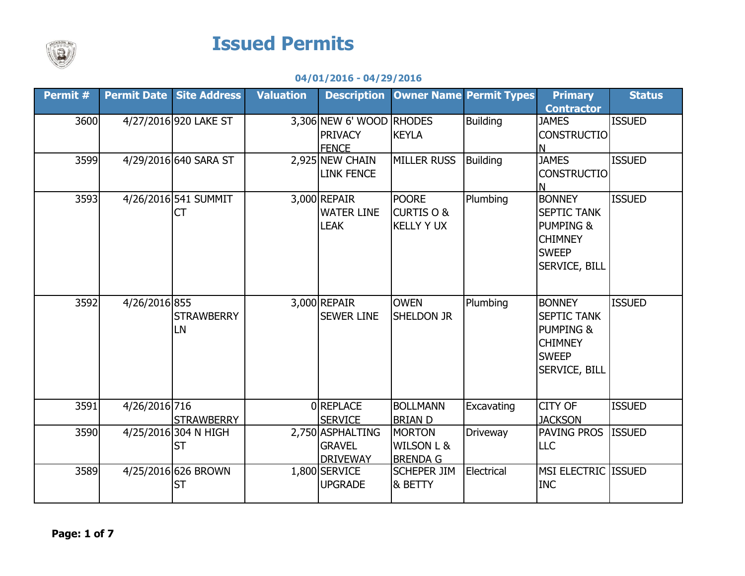# Issued Permits

**04/01/2016 - 04/29/2016**

| Permit # | Permit Date | Site Address | Valuation | Description | Owner Name | Permit Types | Primary Contractor | Status |
|---|---|---|---|---|---|---|---|---|
| 3600 | 4/27/2016 | 920 LAKE ST | 3,306 | NEW 6' WOOD PRIVACY FENCE | RHODES KEYLA | Building | JAMES CONSTRUCTION | ISSUED |
| 3599 | 4/29/2016 | 640 SARA ST | 2,925 | NEW CHAIN LINK FENCE | MILLER RUSS | Building | JAMES CONSTRUCTION | ISSUED |
| 3593 | 4/26/2016 | 541 SUMMIT CT | 3,000 | REPAIR WATER LINE LEAK | POORE CURTIS O & KELLY Y UX | Plumbing | BONNEY SEPTIC TANK PUMPING & CHIMNEY SWEEP SERVICE, BILL | ISSUED |
| 3592 | 4/26/2016 | 855 STRAWBERRY LN | 3,000 | REPAIR SEWER LINE | OWEN SHELDON JR | Plumbing | BONNEY SEPTIC TANK PUMPING & CHIMNEY SWEEP SERVICE, BILL | ISSUED |
| 3591 | 4/26/2016 | 716 STRAWBERRY | 0 | REPLACE SERVICE | BOLLMANN BRIAN D | Excavating | CITY OF JACKSON | ISSUED |
| 3590 | 4/25/2016 | 304 N HIGH ST | 2,750 | ASPHALTING GRAVEL DRIVEWAY | MORTON WILSON L & BRENDA G | Driveway | PAVING PROS LLC | ISSUED |
| 3589 | 4/25/2016 | 626 BROWN ST | 1,800 | SERVICE UPGRADE | SCHEPER JIM & BETTY | Electrical | MSI ELECTRIC INC | ISSUED |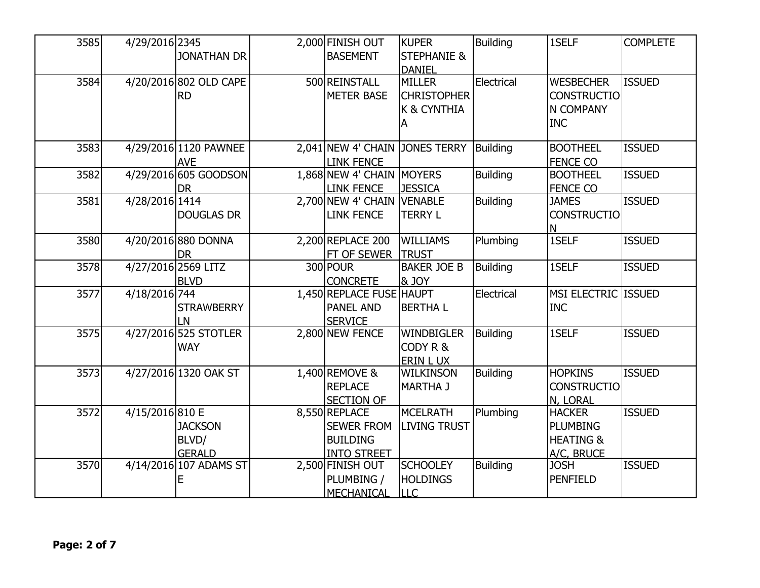| 3585 | 4/29/2016 | 2345 JONATHAN DR | 2,000 | FINISH OUT BASEMENT | KUPER STEPHANIE & DANIEL | Building | 1SELF | COMPLETE |
|---|---|---|---|---|---|---|---|---|
| 3584 | 4/20/2016 | 802 OLD CAPE RD | 500 | REINSTALL METER BASE | MILLER CHRISTOPHER K & CYNTHIA A | Electrical | WESBECHER CONSTRUCTION COMPANY INC | ISSUED |
| 3583 | 4/29/2016 | 1120 PAWNEE AVE | 2,041 | NEW 4' CHAIN LINK FENCE | JONES TERRY | Building | BOOTHEEL FENCE CO | ISSUED |
| 3582 | 4/29/2016 | 605 GOODSON DR | 1,868 | NEW 4' CHAIN LINK FENCE | MOYERS JESSICA | Building | BOOTHEEL FENCE CO | ISSUED |
| 3581 | 4/28/2016 | 1414 DOUGLAS DR | 2,700 | NEW 4' CHAIN LINK FENCE | VENABLE TERRY L | Building | JAMES CONSTRUCTION | ISSUED |
| 3580 | 4/20/2016 | 880 DONNA DR | 2,200 | REPLACE 200 FT OF SEWER | WILLIAMS TRUST | Plumbing | 1SELF | ISSUED |
| 3578 | 4/27/2016 | 2569 LITZ BLVD | 300 | POUR CONCRETE | BAKER JOE B & JOY | Building | 1SELF | ISSUED |
| 3577 | 4/18/2016 | 744 STRAWBERRY LN | 1,450 | REPLACE FUSE PANEL AND SERVICE | HAUPT BERTHA L | Electrical | MSI ELECTRIC INC | ISSUED |
| 3575 | 4/27/2016 | 525 STOTLER WAY | 2,800 | NEW FENCE | WINDBIGLER CODY R & ERIN L UX | Building | 1SELF | ISSUED |
| 3573 | 4/27/2016 | 1320 OAK ST | 1,400 | REMOVE & REPLACE SECTION OF | WILKINSON MARTHA J | Building | HOPKINS CONSTRUCTION, LORAL | ISSUED |
| 3572 | 4/15/2016 | 810 E JACKSON BLVD/ GERALD | 8,550 | REPLACE SEWER FROM BUILDING INTO STREET | MCELRATH LIVING TRUST | Plumbing | HACKER PLUMBING HEATING & A/C, BRUCE | ISSUED |
| 3570 | 4/14/2016 | 107 ADAMS ST E | 2,500 | FINISH OUT PLUMBING / MECHANICAL | SCHOOLEY HOLDINGS LLC | Building | JOSH PENFIELD | ISSUED |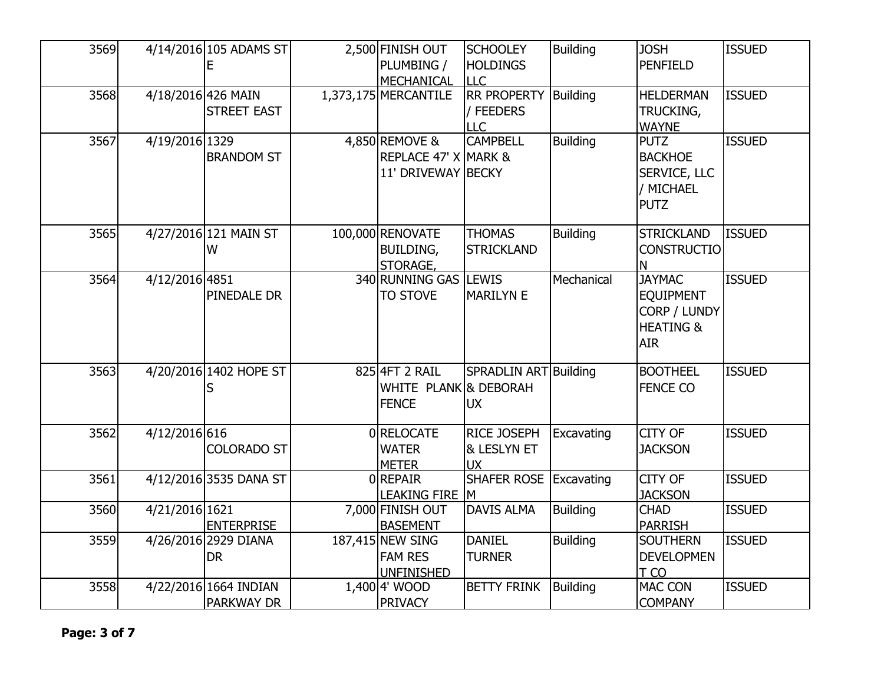| | | | | | | | | |
|---|---|---|---|---|---|---|---|---|
| 3569 | 4/14/2016 | 105 ADAMS ST E | 2,500 | FINISH OUT PLUMBING / MECHANICAL | SCHOOLEY HOLDINGS LLC | Building | JOSH PENFIELD | ISSUED |
| 3568 | 4/18/2016 | 426 MAIN STREET EAST | 1,373,175 | MERCANTILE | RR PROPERTY / FEEDERS LLC | Building | HELDERMAN TRUCKING, WAYNE | ISSUED |
| 3567 | 4/19/2016 | 1329 BRANDOM ST | 4,850 | REMOVE & REPLACE 47' X 11' DRIVEWAY | CAMPBELL MARK & BECKY | Building | PUTZ BACKHOE SERVICE, LLC / MICHAEL PUTZ | ISSUED |
| 3565 | 4/27/2016 | 121 MAIN ST W | 100,000 | RENOVATE BUILDING, STORAGE, | THOMAS STRICKLAND | Building | STRICKLAND CONSTRUCTION | ISSUED |
| 3564 | 4/12/2016 | 4851 PINEDALE DR | 340 | RUNNING GAS TO STOVE | LEWIS MARILYN E | Mechanical | JAYMAC EQUIPMENT CORP / LUNDY HEATING & AIR | ISSUED |
| 3563 | 4/20/2016 | 1402 HOPE ST S | 825 | 4FT 2 RAIL WHITE PLANK FENCE | SPRADLIN ART & DEBORAH UX | Building | BOOTHEEL FENCE CO | ISSUED |
| 3562 | 4/12/2016 | 616 COLORADO ST | 0 | RELOCATE WATER METER | RICE JOSEPH & LESLYN ET UX | Excavating | CITY OF JACKSON | ISSUED |
| 3561 | 4/12/2016 | 3535 DANA ST | 0 | REPAIR LEAKING FIRE | SHAFER ROSE M | Excavating | CITY OF JACKSON | ISSUED |
| 3560 | 4/21/2016 | 1621 ENTERPRISE | 7,000 | FINISH OUT BASEMENT | DAVIS ALMA | Building | CHAD PARRISH | ISSUED |
| 3559 | 4/26/2016 | 2929 DIANA DR | 187,415 | NEW SING FAM RES UNFINISHED | DANIEL TURNER | Building | SOUTHERN DEVELOPMENT CO | ISSUED |
| 3558 | 4/22/2016 | 1664 INDIAN PARKWAY DR | 1,400 | 4' WOOD PRIVACY | BETTY FRINK | Building | MAC CON COMPANY | ISSUED |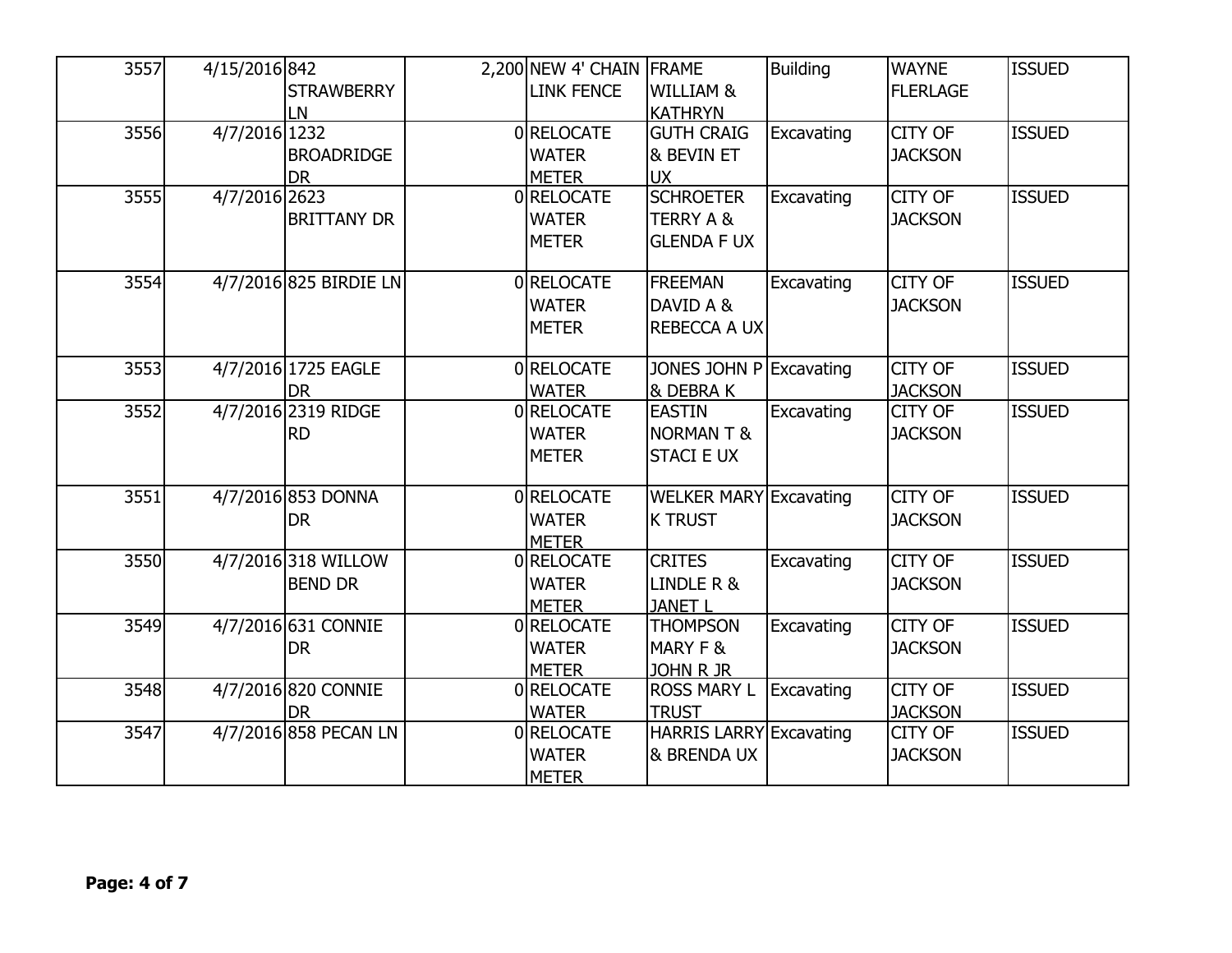| | | | | | | | | |
|---|---|---|---|---|---|---|---|---|
| 3557 | 4/15/2016 | 842 STRAWBERRY LN | 2,200 | NEW 4' CHAIN LINK FENCE | FRAME WILLIAM & KATHRYN | Building | WAYNE FLERLAGE | ISSUED |
| 3556 | 4/7/2016 | 1232 BROADRIDGE DR | 0 | RELOCATE WATER METER | GUTH CRAIG & BEVIN ET UX | Excavating | CITY OF JACKSON | ISSUED |
| 3555 | 4/7/2016 | 2623 BRITTANY DR | 0 | RELOCATE WATER METER | SCHROETER TERRY A & GLENDA F UX | Excavating | CITY OF JACKSON | ISSUED |
| 3554 | 4/7/2016 | 825 BIRDIE LN | 0 | RELOCATE WATER METER | FREEMAN DAVID A & REBECCA A UX | Excavating | CITY OF JACKSON | ISSUED |
| 3553 | 4/7/2016 | 1725 EAGLE DR | 0 | RELOCATE WATER | JONES JOHN P & DEBRA K | Excavating | CITY OF JACKSON | ISSUED |
| 3552 | 4/7/2016 | 2319 RIDGE RD | 0 | RELOCATE WATER METER | EASTIN NORMAN T & STACI E UX | Excavating | CITY OF JACKSON | ISSUED |
| 3551 | 4/7/2016 | 853 DONNA DR | 0 | RELOCATE WATER METER | WELKER MARY K TRUST | Excavating | CITY OF JACKSON | ISSUED |
| 3550 | 4/7/2016 | 318 WILLOW BEND DR | 0 | RELOCATE WATER METER | CRITES LINDLE R & JANET L | Excavating | CITY OF JACKSON | ISSUED |
| 3549 | 4/7/2016 | 631 CONNIE DR | 0 | RELOCATE WATER METER | THOMPSON MARY F & JOHN R JR | Excavating | CITY OF JACKSON | ISSUED |
| 3548 | 4/7/2016 | 820 CONNIE DR | 0 | RELOCATE WATER | ROSS MARY L TRUST | Excavating | CITY OF JACKSON | ISSUED |
| 3547 | 4/7/2016 | 858 PECAN LN | 0 | RELOCATE WATER METER | HARRIS LARRY & BRENDA UX | Excavating | CITY OF JACKSON | ISSUED |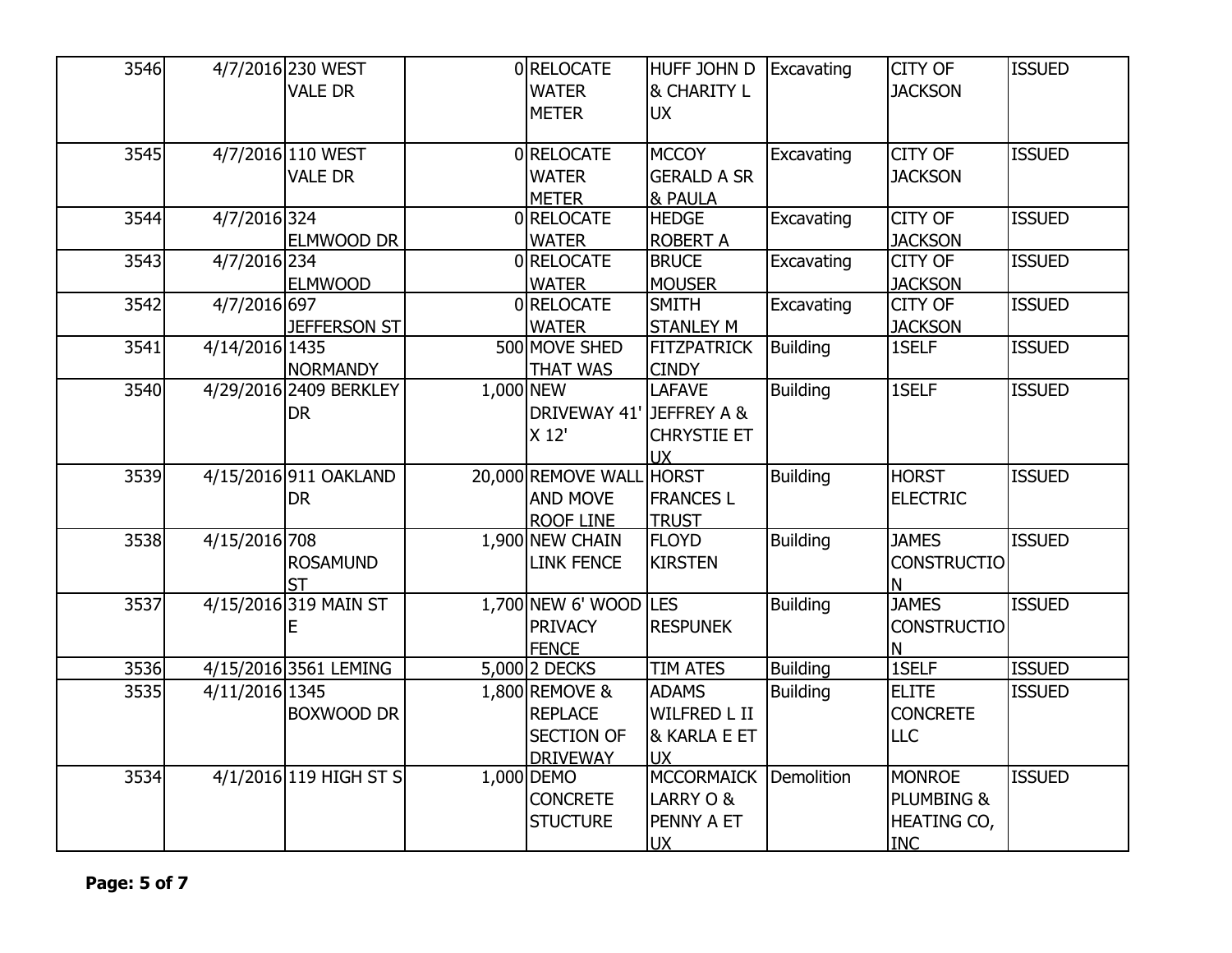| 3546 | 4/7/2016 | 230 WEST VALE DR | 0 | RELOCATE WATER METER | HUFF JOHN D & CHARITY L UX | Excavating | CITY OF JACKSON | ISSUED |
|---|---|---|---|---|---|---|---|---|
| 3545 | 4/7/2016 | 110 WEST VALE DR | 0 | RELOCATE WATER METER | MCCOY GERALD A SR & PAULA | Excavating | CITY OF JACKSON | ISSUED |
| 3544 | 4/7/2016 | 324 ELMWOOD DR | 0 | RELOCATE WATER | HEDGE ROBERT A | Excavating | CITY OF JACKSON | ISSUED |
| 3543 | 4/7/2016 | 234 ELMWOOD | 0 | RELOCATE WATER | BRUCE MOUSER | Excavating | CITY OF JACKSON | ISSUED |
| 3542 | 4/7/2016 | 697 JEFFERSON ST | 0 | RELOCATE WATER | SMITH STANLEY M | Excavating | CITY OF JACKSON | ISSUED |
| 3541 | 4/14/2016 | 1435 NORMANDY | 500 | MOVE SHED THAT WAS | FITZPATRICK CINDY | Building | 1SELF | ISSUED |
| 3540 | 4/29/2016 | 2409 BERKLEY DR | 1,000 | NEW DRIVEWAY 41' X 12' | LAFAVE JEFFREY A & CHRYSTIE ET UX | Building | 1SELF | ISSUED |
| 3539 | 4/15/2016 | 911 OAKLAND DR | 20,000 | REMOVE WALL AND MOVE ROOF LINE | HORST FRANCES L TRUST | Building | HORST ELECTRIC | ISSUED |
| 3538 | 4/15/2016 | 708 ROSAMUND ST | 1,900 | NEW CHAIN LINK FENCE | FLOYD KIRSTEN | Building | JAMES CONSTRUCTION | ISSUED |
| 3537 | 4/15/2016 | 319 MAIN ST E | 1,700 | NEW 6' WOOD PRIVACY FENCE | LES RESPUNEK | Building | JAMES CONSTRUCTION | ISSUED |
| 3536 | 4/15/2016 | 3561 LEMING | 5,000 | 2 DECKS | TIM ATES | Building | 1SELF | ISSUED |
| 3535 | 4/11/2016 | 1345 BOXWOOD DR | 1,800 | REMOVE & REPLACE SECTION OF DRIVEWAY | ADAMS WILFRED L II & KARLA E ET UX | Building | ELITE CONCRETE LLC | ISSUED |
| 3534 | 4/1/2016 | 119 HIGH ST S | 1,000 | DEMO CONCRETE STUCTURE | MCCORMAICK LARRY O & PENNY A ET UX | Demolition | MONROE PLUMBING & HEATING CO, INC | ISSUED |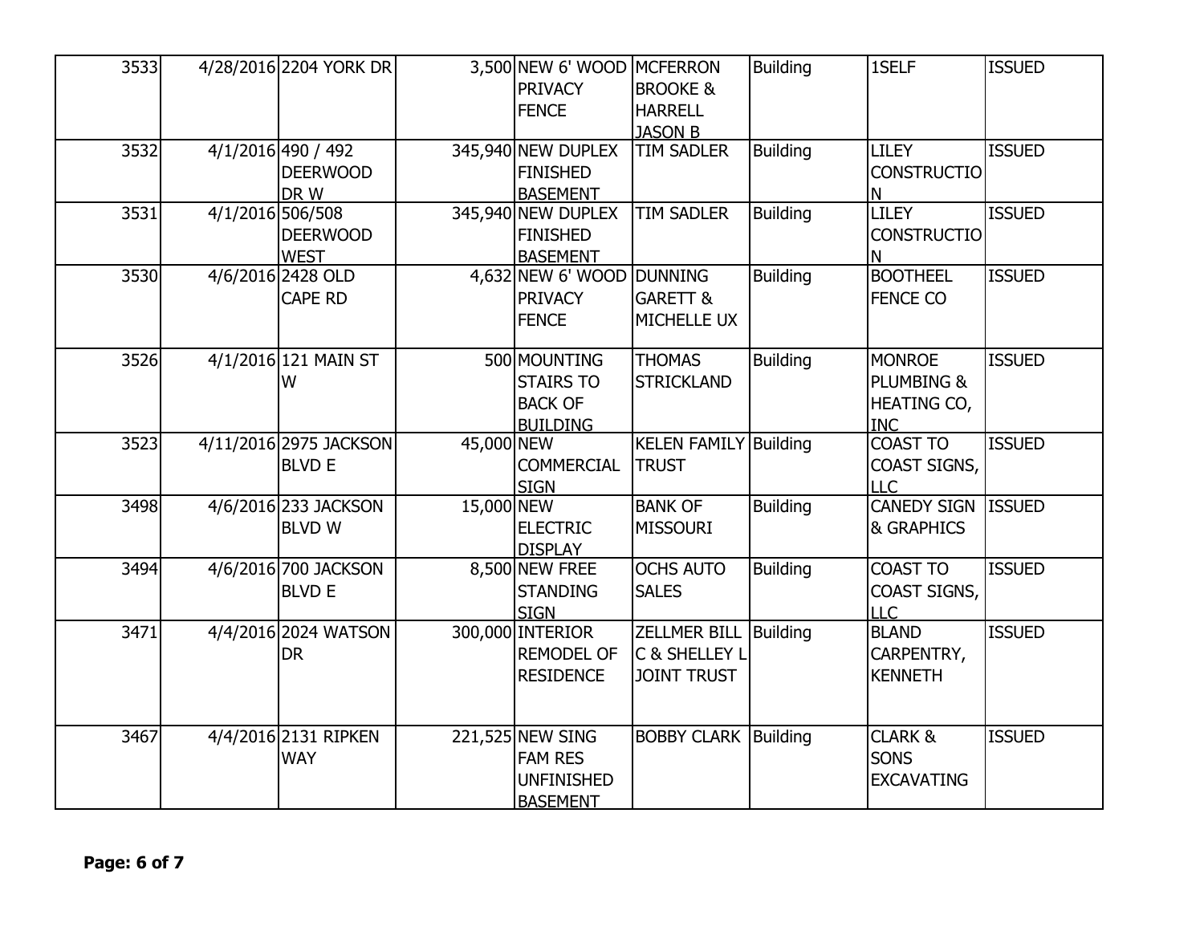| 3533 | 4/28/2016 | 2204 YORK DR | 3,500 | NEW 6' WOOD PRIVACY FENCE | MCFERRON BROOKE & HARRELL JASON B | Building | 1SELF | ISSUED |
|---|---|---|---|---|---|---|---|---|
| 3532 | 4/1/2016 | 490 / 492 DEERWOOD DR W | 345,940 | NEW DUPLEX FINISHED BASEMENT | TIM SADLER | Building | LILEY CONSTRUCTION | ISSUED |
| 3531 | 4/1/2016 | 506/508 DEERWOOD WEST | 345,940 | NEW DUPLEX FINISHED BASEMENT | TIM SADLER | Building | LILEY CONSTRUCTION | ISSUED |
| 3530 | 4/6/2016 | 2428 OLD CAPE RD | 4,632 | NEW 6' WOOD PRIVACY FENCE | DUNNING GARETT & MICHELLE UX | Building | BOOTHEEL FENCE CO | ISSUED |
| 3526 | 4/1/2016 | 121 MAIN ST W | 500 | MOUNTING STAIRS TO BACK OF BUILDING | THOMAS STRICKLAND | Building | MONROE PLUMBING & HEATING CO, INC | ISSUED |
| 3523 | 4/11/2016 | 2975 JACKSON BLVD E | 45,000 | NEW COMMERCIAL SIGN | KELEN FAMILY TRUST | Building | COAST TO COAST SIGNS, LLC | ISSUED |
| 3498 | 4/6/2016 | 233 JACKSON BLVD W | 15,000 | NEW ELECTRIC DISPLAY | BANK OF MISSOURI | Building | CANEDY SIGN & GRAPHICS | ISSUED |
| 3494 | 4/6/2016 | 700 JACKSON BLVD E | 8,500 | NEW FREE STANDING SIGN | OCHS AUTO SALES | Building | COAST TO COAST SIGNS, LLC | ISSUED |
| 3471 | 4/4/2016 | 2024 WATSON DR | 300,000 | INTERIOR REMODEL OF RESIDENCE | ZELLMER BILL C & SHELLEY L JOINT TRUST | Building | BLAND CARPENTRY, KENNETH | ISSUED |
| 3467 | 4/4/2016 | 2131 RIPKEN WAY | 221,525 | NEW SING FAM RES UNFINISHED BASEMENT | BOBBY CLARK | Building | CLARK & SONS EXCAVATING | ISSUED |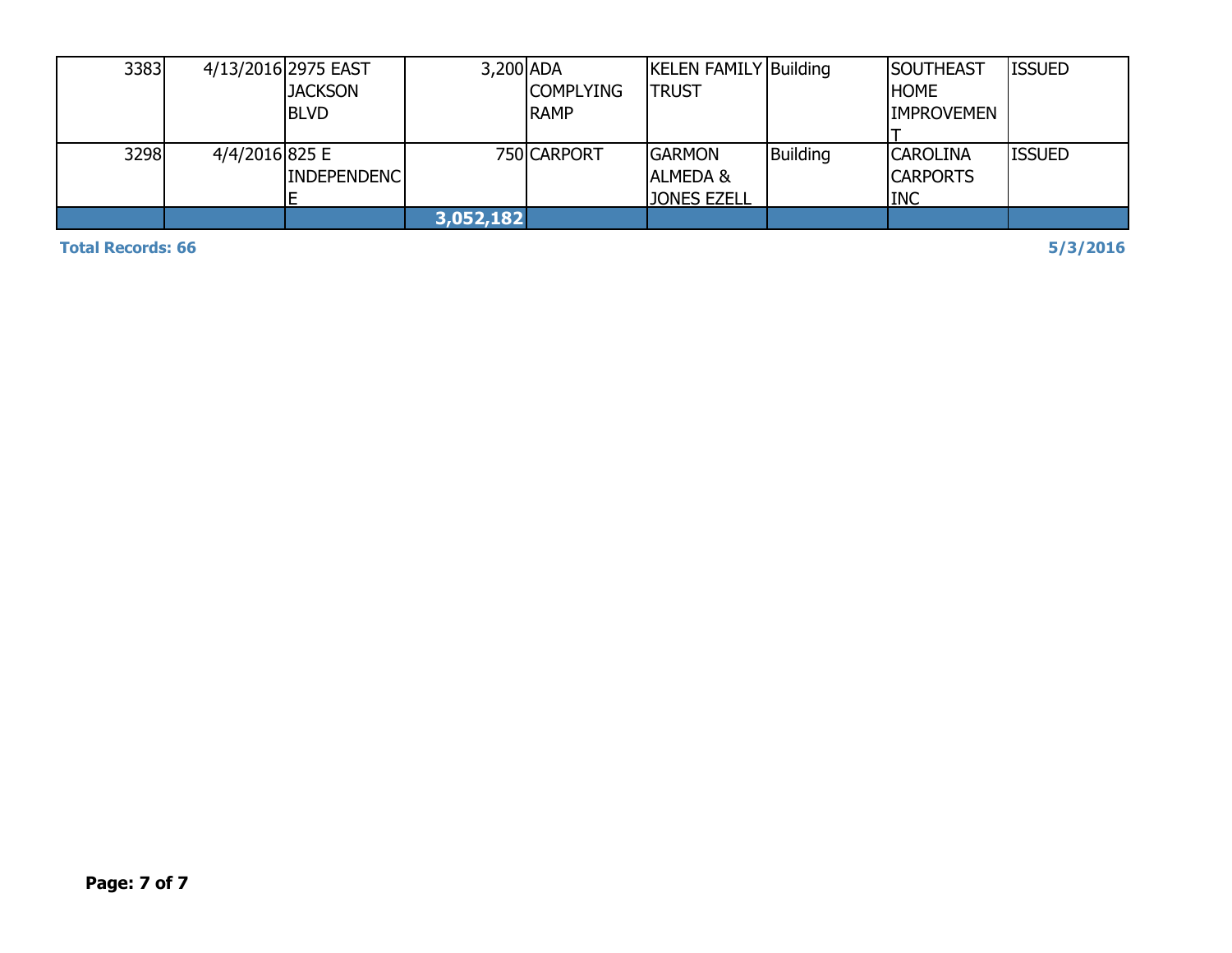| | | | | | | | | |
|---|---|---|---|---|---|---|---|---|
| 3383 | 4/13/2016 | 2975 EAST JACKSON BLVD | 3,200 | ADA COMPLYING RAMP | KELEN FAMILY TRUST | Building | SOUTHEAST HOME IMPROVEMENT | ISSUED |
| 3298 | 4/4/2016 | 825 E INDEPENDENCE | 750 | CARPORT | GARMON ALMEDA & JONES EZELL | Building | CAROLINA CARPORTS INC | ISSUED |
| | | | **3,052,182** | | | | | |

**Total Records: 66**

**5/3/2016**